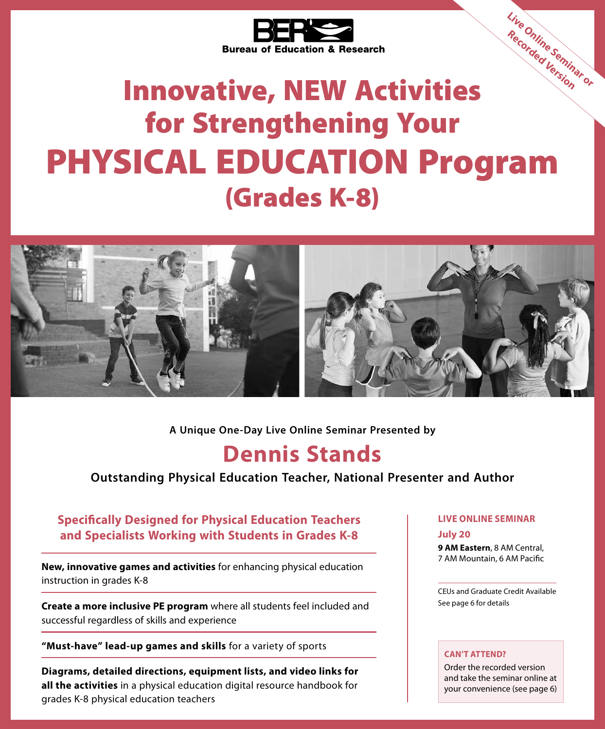**BER**
Bureau of Education & Research

*Live Online Seminar or Recorded Version*

# Innovative, NEW Activities for Strengthening Your PHYSICAL EDUCATION Program (Grades K-8)

**A Unique One-Day Live Online Seminar Presented by**

## Dennis Stands

**Outstanding Physical Education Teacher, National Presenter and Author**

### Specifically Designed for Physical Education Teachers and Specialists Working with Students in Grades K-8

**New, innovative games and activities** for enhancing physical education instruction in grades K-8

**Create a more inclusive PE program** where all students feel included and successful regardless of skills and experience

**"Must-have" lead-up games and skills** for a variety of sports

**Diagrams, detailed directions, equipment lists, and video links for all the activities** in a physical education digital resource handbook for grades K-8 physical education teachers

**LIVE ONLINE SEMINAR**

**July 20**

**9 AM Eastern**, 8 AM Central, 7 AM Mountain, 6 AM Pacific

CEUs and Graduate Credit Available
See page 6 for details

**CAN'T ATTEND?**
Order the recorded version and take the seminar online at your convenience (see page 6)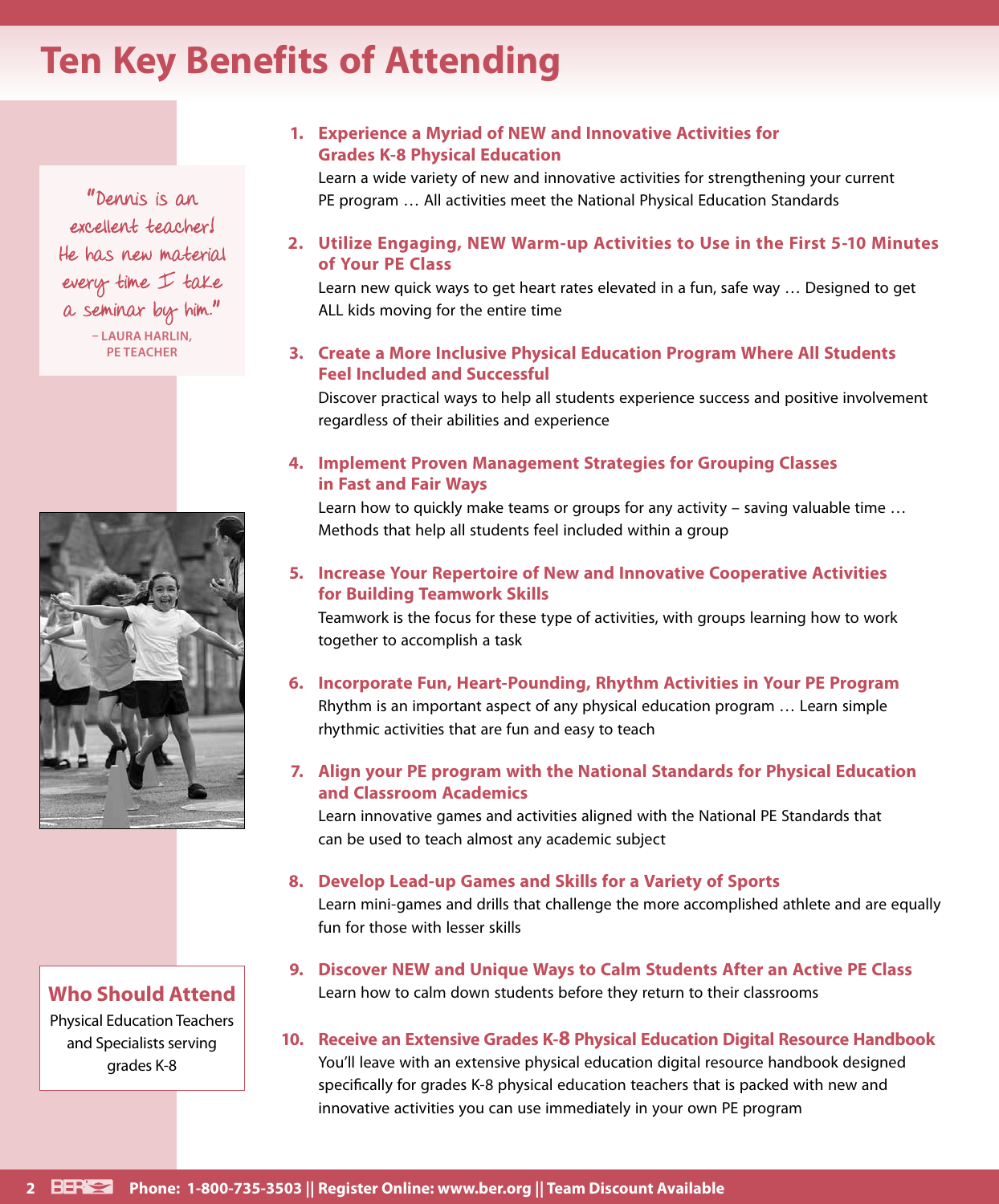# Ten Key Benefits of Attending

"Dennis is an excellent teacher! He has new material every time I take a seminar by him."
– LAURA HARLIN, PE TEACHER

1. **Experience a Myriad of NEW and Innovative Activities for Grades K-8 Physical Education**
   Learn a wide variety of new and innovative activities for strengthening your current PE program … All activities meet the National Physical Education Standards

2. **Utilize Engaging, NEW Warm-up Activities to Use in the First 5-10 Minutes of Your PE Class**
   Learn new quick ways to get heart rates elevated in a fun, safe way … Designed to get ALL kids moving for the entire time

3. **Create a More Inclusive Physical Education Program Where All Students Feel Included and Successful**
   Discover practical ways to help all students experience success and positive involvement regardless of their abilities and experience

4. **Implement Proven Management Strategies for Grouping Classes in Fast and Fair Ways**
   Learn how to quickly make teams or groups for any activity – saving valuable time … Methods that help all students feel included within a group

5. **Increase Your Repertoire of New and Innovative Cooperative Activities for Building Teamwork Skills**
   Teamwork is the focus for these type of activities, with groups learning how to work together to accomplish a task

6. **Incorporate Fun, Heart-Pounding, Rhythm Activities in Your PE Program**
   Rhythm is an important aspect of any physical education program … Learn simple rhythmic activities that are fun and easy to teach

7. **Align your PE program with the National Standards for Physical Education and Classroom Academics**
   Learn innovative games and activities aligned with the National PE Standards that can be used to teach almost any academic subject

8. **Develop Lead-up Games and Skills for a Variety of Sports**
   Learn mini-games and drills that challenge the more accomplished athlete and are equally fun for those with lesser skills

9. **Discover NEW and Unique Ways to Calm Students After an Active PE Class**
   Learn how to calm down students before they return to their classrooms

10. **Receive an Extensive Grades K-8 Physical Education Digital Resource Handbook**
    You'll leave with an extensive physical education digital resource handbook designed specifically for grades K-8 physical education teachers that is packed with new and innovative activities you can use immediately in your own PE program

## Who Should Attend

Physical Education Teachers and Specialists serving grades K-8

Phone: 1-800-735-3503 || Register Online: www.ber.org || Team Discount Available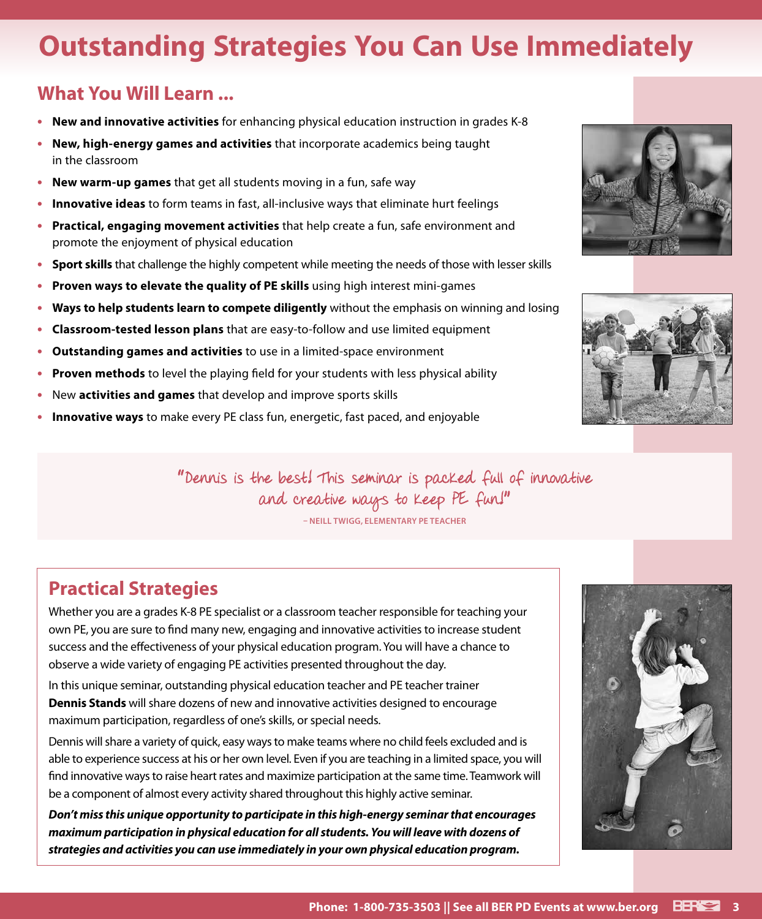# Outstanding Strategies You Can Use Immediately

## What You Will Learn ...

- **New and innovative activities** for enhancing physical education instruction in grades K-8
- **New, high-energy games and activities** that incorporate academics being taught in the classroom
- **New warm-up games** that get all students moving in a fun, safe way
- **Innovative ideas** to form teams in fast, all-inclusive ways that eliminate hurt feelings
- **Practical, engaging movement activities** that help create a fun, safe environment and promote the enjoyment of physical education
- **Sport skills** that challenge the highly competent while meeting the needs of those with lesser skills
- **Proven ways to elevate the quality of PE skills** using high interest mini-games
- **Ways to help students learn to compete diligently** without the emphasis on winning and losing
- **Classroom-tested lesson plans** that are easy-to-follow and use limited equipment
- **Outstanding games and activities** to use in a limited-space environment
- **Proven methods** to level the playing field for your students with less physical ability
- New **activities and games** that develop and improve sports skills
- **Innovative ways** to make every PE class fun, energetic, fast paced, and enjoyable

"Dennis is the best! This seminar is packed full of innovative and creative ways to keep PE fun!"

– NEILL TWIGG, ELEMENTARY PE TEACHER

## Practical Strategies

Whether you are a grades K-8 PE specialist or a classroom teacher responsible for teaching your own PE, you are sure to find many new, engaging and innovative activities to increase student success and the effectiveness of your physical education program. You will have a chance to observe a wide variety of engaging PE activities presented throughout the day.

In this unique seminar, outstanding physical education teacher and PE teacher trainer **Dennis Stands** will share dozens of new and innovative activities designed to encourage maximum participation, regardless of one's skills, or special needs.

Dennis will share a variety of quick, easy ways to make teams where no child feels excluded and is able to experience success at his or her own level. Even if you are teaching in a limited space, you will find innovative ways to raise heart rates and maximize participation at the same time. Teamwork will be a component of almost every activity shared throughout this highly active seminar.

***Don't miss this unique opportunity to participate in this high-energy seminar that encourages maximum participation in physical education for all students. You will leave with dozens of strategies and activities you can use immediately in your own physical education program.***

Phone: 1-800-735-3503 || See all BER PD Events at www.ber.org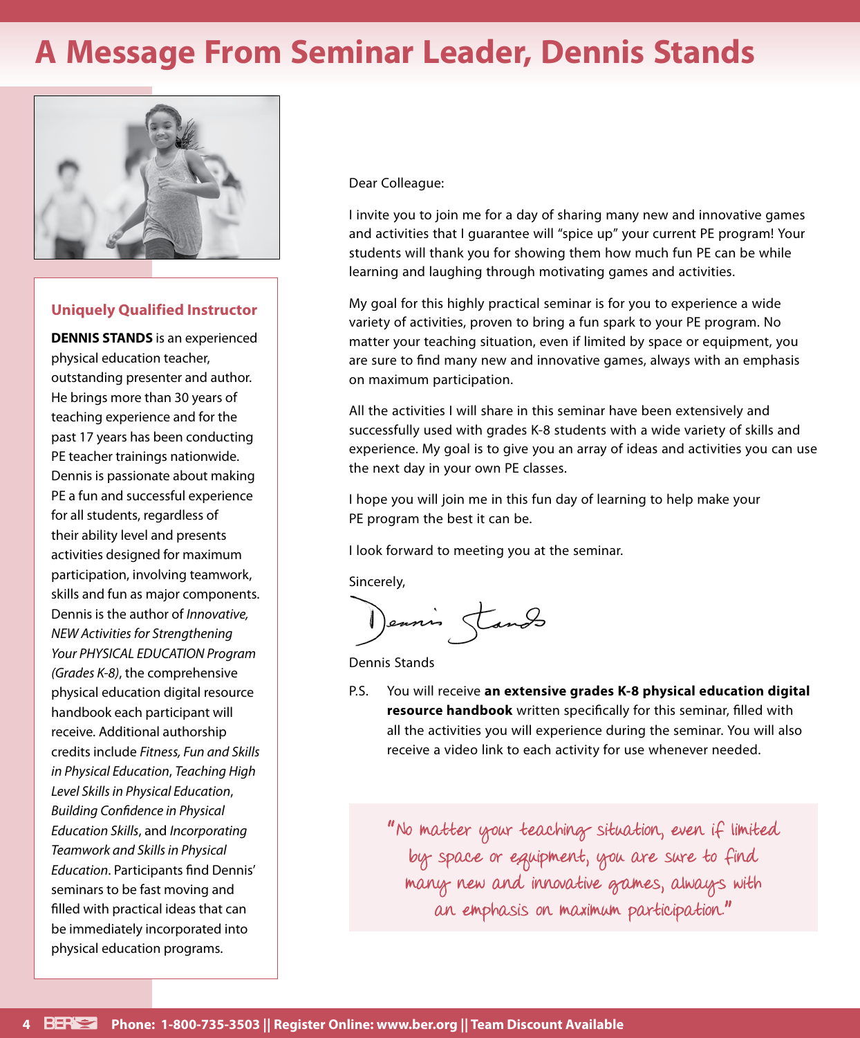# A Message From Seminar Leader, Dennis Stands

### Uniquely Qualified Instructor

**DENNIS STANDS** is an experienced physical education teacher, outstanding presenter and author. He brings more than 30 years of teaching experience and for the past 17 years has been conducting PE teacher trainings nationwide. Dennis is passionate about making PE a fun and successful experience for all students, regardless of their ability level and presents activities designed for maximum participation, involving teamwork, skills and fun as major components. Dennis is the author of *Innovative, NEW Activities for Strengthening Your PHYSICAL EDUCATION Program (Grades K-8)*, the comprehensive physical education digital resource handbook each participant will receive. Additional authorship credits include *Fitness, Fun and Skills in Physical Education*, *Teaching High Level Skills in Physical Education*, *Building Confidence in Physical Education Skills*, and *Incorporating Teamwork and Skills in Physical Education*. Participants find Dennis' seminars to be fast moving and filled with practical ideas that can be immediately incorporated into physical education programs.

Dear Colleague:

I invite you to join me for a day of sharing many new and innovative games and activities that I guarantee will "spice up" your current PE program! Your students will thank you for showing them how much fun PE can be while learning and laughing through motivating games and activities.

My goal for this highly practical seminar is for you to experience a wide variety of activities, proven to bring a fun spark to your PE program. No matter your teaching situation, even if limited by space or equipment, you are sure to find many new and innovative games, always with an emphasis on maximum participation.

All the activities I will share in this seminar have been extensively and successfully used with grades K-8 students with a wide variety of skills and experience. My goal is to give you an array of ideas and activities you can use the next day in your own PE classes.

I hope you will join me in this fun day of learning to help make your PE program the best it can be.

I look forward to meeting you at the seminar.

Sincerely,

Dennis Stands

P.S. You will receive **an extensive grades K-8 physical education digital resource handbook** written specifically for this seminar, filled with all the activities you will experience during the seminar. You will also receive a video link to each activity for use whenever needed.

"No matter your teaching situation, even if limited by space or equipment, you are sure to find many new and innovative games, always with an emphasis on maximum participation."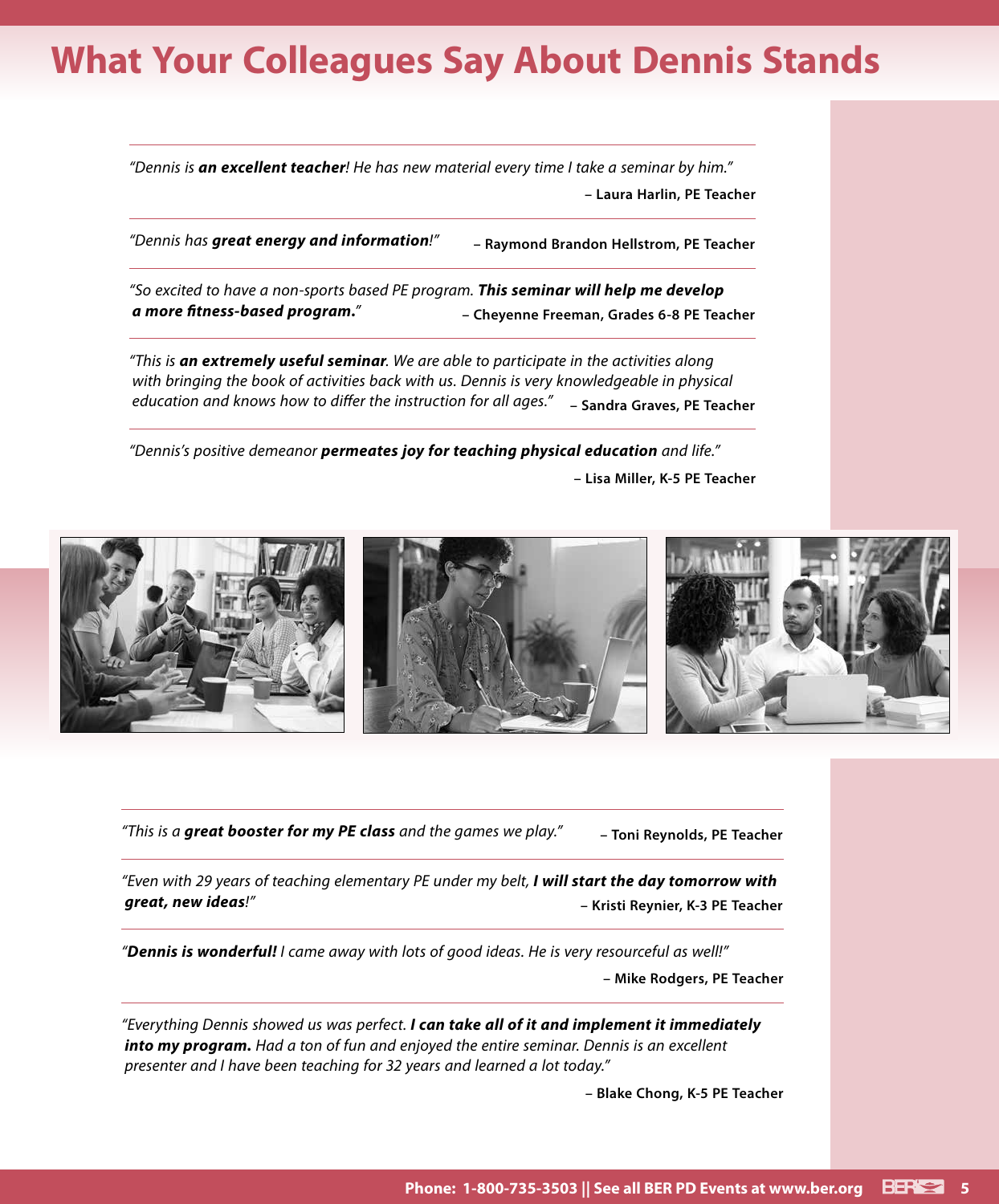# What Your Colleagues Say About Dennis Stands

*"Dennis is **an excellent teacher**! He has new material every time I take a seminar by him."*

**– Laura Harlin, PE Teacher**

---

*"Dennis has **great energy and information**!"*

**– Raymond Brandon Hellstrom, PE Teacher**

---

*"So excited to have a non-sports based PE program. **This seminar will help me develop a more fitness-based program.**"*

**– Cheyenne Freeman, Grades 6-8 PE Teacher**

---

*"This is **an extremely useful seminar**. We are able to participate in the activities along with bringing the book of activities back with us. Dennis is very knowledgeable in physical education and knows how to differ the instruction for all ages."*

**– Sandra Graves, PE Teacher**

---

*"Dennis's positive demeanor **permeates joy for teaching physical education** and life."*

**– Lisa Miller, K-5 PE Teacher**

---

*"This is a **great booster for my PE class** and the games we play."*

**– Toni Reynolds, PE Teacher**

---

*"Even with 29 years of teaching elementary PE under my belt, **I will start the day tomorrow with great, new ideas**!"*

**– Kristi Reynier, K-3 PE Teacher**

---

*"**Dennis is wonderful!** I came away with lots of good ideas. He is very resourceful as well!"*

**– Mike Rodgers, PE Teacher**

---

*"Everything Dennis showed us was perfect. **I can take all of it and implement it immediately into my program.** Had a ton of fun and enjoyed the entire seminar. Dennis is an excellent presenter and I have been teaching for 32 years and learned a lot today."*

**– Blake Chong, K-5 PE Teacher**

**Phone: 1-800-735-3503 || See all BER PD Events at www.ber.org**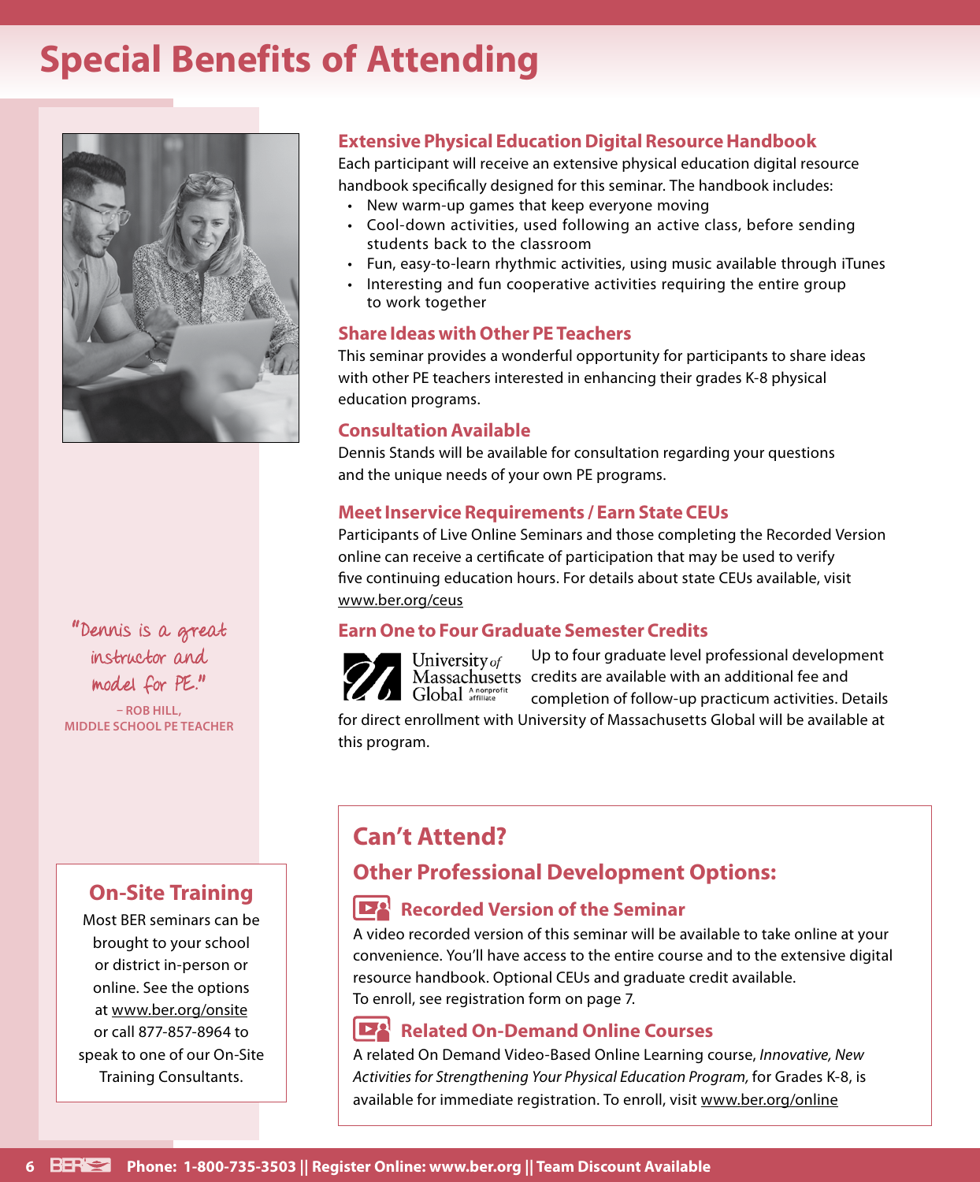# Special Benefits of Attending

## Extensive Physical Education Digital Resource Handbook

Each participant will receive an extensive physical education digital resource handbook specifically designed for this seminar. The handbook includes:

- New warm-up games that keep everyone moving
- Cool-down activities, used following an active class, before sending students back to the classroom
- Fun, easy-to-learn rhythmic activities, using music available through iTunes
- Interesting and fun cooperative activities requiring the entire group to work together

## Share Ideas with Other PE Teachers

This seminar provides a wonderful opportunity for participants to share ideas with other PE teachers interested in enhancing their grades K-8 physical education programs.

## Consultation Available

Dennis Stands will be available for consultation regarding your questions and the unique needs of your own PE programs.

## Meet Inservice Requirements / Earn State CEUs

Participants of Live Online Seminars and those completing the Recorded Version online can receive a certificate of participation that may be used to verify five continuing education hours. For details about state CEUs available, visit www.ber.org/ceus

## Earn One to Four Graduate Semester Credits

University of Massachusetts Global — A nonprofit affiliate

Up to four graduate level professional development credits are available with an additional fee and completion of follow-up practicum activities. Details for direct enrollment with University of Massachusetts Global will be available at this program.

"Dennis is a great instructor and model for PE."

– ROB HILL, MIDDLE SCHOOL PE TEACHER

## On-Site Training

Most BER seminars can be brought to your school or district in-person or online. See the options at www.ber.org/onsite or call 877-857-8964 to speak to one of our On-Site Training Consultants.

## Can't Attend?

### Other Professional Development Options:

#### Recorded Version of the Seminar

A video recorded version of this seminar will be available to take online at your convenience. You'll have access to the entire course and to the extensive digital resource handbook. Optional CEUs and graduate credit available. To enroll, see registration form on page 7.

#### Related On-Demand Online Courses

A related On Demand Video-Based Online Learning course, *Innovative, New Activities for Strengthening Your Physical Education Program*, for Grades K-8, is available for immediate registration. To enroll, visit www.ber.org/online

Phone: 1-800-735-3503 || Register Online: www.ber.org || Team Discount Available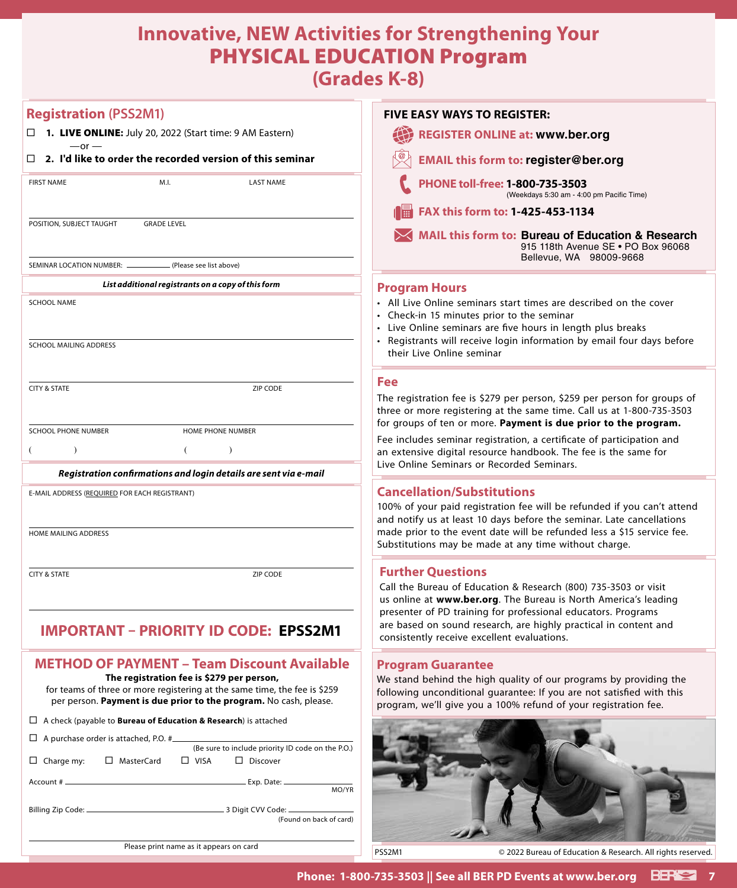# Innovative, NEW Activities for Strengthening Your PHYSICAL EDUCATION Program (Grades K-8)

## Registration (PSS2M1)

☐ **1. LIVE ONLINE:** July 20, 2022 (Start time: 9 AM Eastern)

—or —

☐ **2. I'd like to order the recorded version of this seminar**

FIRST NAME | M.I. | LAST NAME

POSITION, SUBJECT TAUGHT | GRADE LEVEL

SEMINAR LOCATION NUMBER: ________ (Please see list above)

***List additional registrants on a copy of this form***

SCHOOL NAME

SCHOOL MAILING ADDRESS

CITY & STATE | ZIP CODE

SCHOOL PHONE NUMBER ( ) | HOME PHONE NUMBER ( )

***Registration confirmations and login details are sent via e-mail***

E-MAIL ADDRESS (REQUIRED FOR EACH REGISTRANT)

HOME MAILING ADDRESS

CITY & STATE | ZIP CODE

## IMPORTANT – PRIORITY ID CODE: EPSS2M1

## METHOD OF PAYMENT – Team Discount Available

**The registration fee is $279 per person,** for teams of three or more registering at the same time, the fee is $259 per person. **Payment is due prior to the program.** No cash, please.

☐ A check (payable to **Bureau of Education & Research**) is attached

☐ A purchase order is attached, P.O. # ________ (Be sure to include priority ID code on the P.O.)

☐ Charge my: ☐ MasterCard ☐ VISA ☐ Discover

Account # ________ Exp. Date: ________ MO/YR

Billing Zip Code: ________ 3 Digit CVV Code: ________ (Found on back of card)

Please print name as it appears on card

## FIVE EASY WAYS TO REGISTER:

- **REGISTER ONLINE at: www.ber.org**
- **EMAIL this form to: register@ber.org**
- **PHONE toll-free: 1-800-735-3503** (Weekdays 5:30 am - 4:00 pm Pacific Time)
- **FAX this form to: 1-425-453-1134**
- **MAIL this form to: Bureau of Education & Research** 915 118th Avenue SE • PO Box 96068 Bellevue, WA 98009-9668

## Program Hours

- All Live Online seminars start times are described on the cover
- Check-in 15 minutes prior to the seminar
- Live Online seminars are five hours in length plus breaks
- Registrants will receive login information by email four days before their Live Online seminar

## Fee

The registration fee is $279 per person, $259 per person for groups of three or more registering at the same time. Call us at 1-800-735-3503 for groups of ten or more. **Payment is due prior to the program.**

Fee includes seminar registration, a certificate of participation and an extensive digital resource handbook. The fee is the same for Live Online Seminars or Recorded Seminars.

## Cancellation/Substitutions

100% of your paid registration fee will be refunded if you can't attend and notify us at least 10 days before the seminar. Late cancellations made prior to the event date will be refunded less a $15 service fee. Substitutions may be made at any time without charge.

## Further Questions

Call the Bureau of Education & Research (800) 735-3503 or visit us online at **www.ber.org**. The Bureau is North America's leading presenter of PD training for professional educators. Programs are based on sound research, are highly practical in content and consistently receive excellent evaluations.

## Program Guarantee

We stand behind the high quality of our programs by providing the following unconditional guarantee: If you are not satisfied with this program, we'll give you a 100% refund of your registration fee.

PSS2M1 © 2022 Bureau of Education & Research. All rights reserved.

**Phone: 1-800-735-3503 || See all BER PD Events at www.ber.org**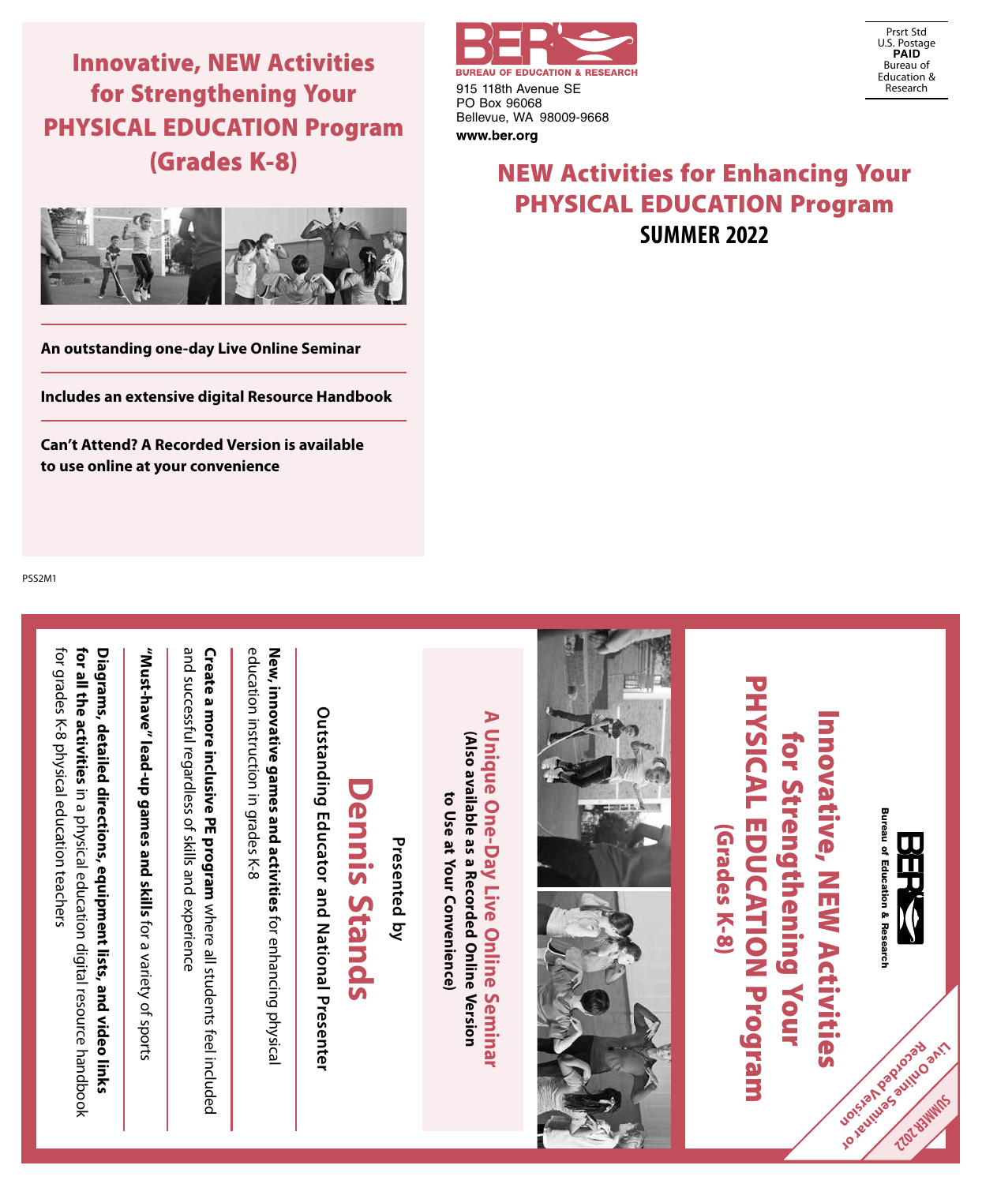# Innovative, NEW Activities for Strengthening Your PHYSICAL EDUCATION Program (Grades K-8)

**An outstanding one-day Live Online Seminar**

**Includes an extensive digital Resource Handbook**

**Can't Attend? A Recorded Version is available to use online at your convenience**

PSS2M1

BER BUREAU OF EDUCATION & RESEARCH
915 118th Avenue SE
PO Box 96068
Bellevue, WA 98009-9668
**www.ber.org**

Prsrt Std
U.S. Postage
**PAID**
Bureau of Education & Research

## NEW Activities for Enhancing Your PHYSICAL EDUCATION Program

**SUMMER 2022**

---

Bureau of Education & Research

# Innovative, NEW Activities for Strengthening Your PHYSICAL EDUCATION Program (Grades K-8)

Live Online Seminar or Recorded Version
SUMMER 2022

**A Unique One-Day Live Online Seminar**
**(Also available as a Recorded Online Version to Use at Your Convenience)**

Presented by

## Dennis Stands

**Outstanding Educator and National Presenter**

**New, innovative games and activities** for enhancing physical education instruction in grades K-8

**Create a more inclusive PE program** where all students feel included and successful regardless of skills and experience

**"Must-have" lead-up games and skills** for a variety of sports

**Diagrams, detailed directions, equipment lists, and video links for all the activities** in a physical education digital resource handbook for grades K-8 physical education teachers